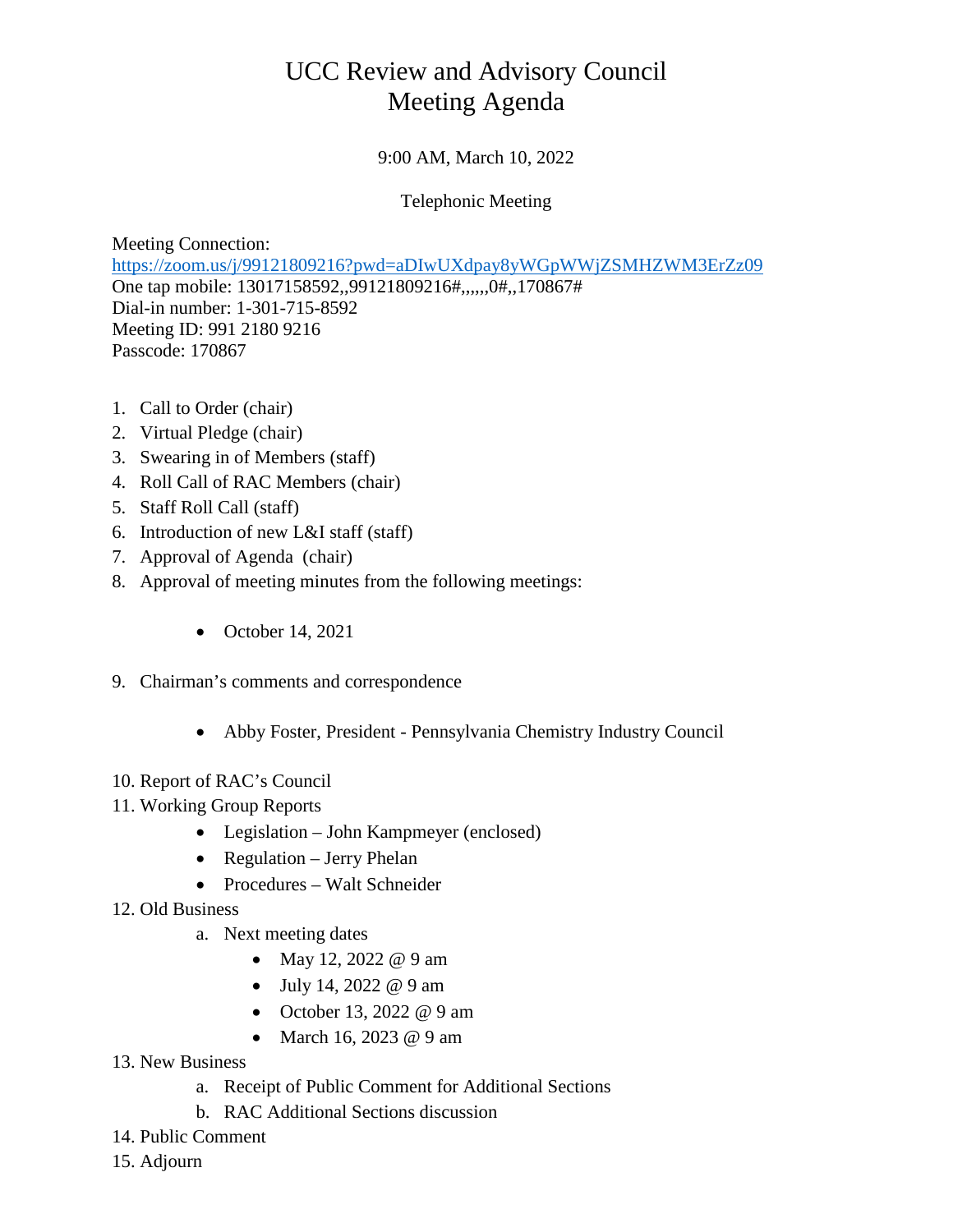# UCC Review and Advisory Council
# Meeting Agenda

9:00 AM, March 10, 2022

Telephonic Meeting

Meeting Connection:
https://zoom.us/j/99121809216?pwd=aDIwUXdpay8yWGpWWjZSMHZWM3ErZz09
One tap mobile: 13017158592,,99121809216#,,,,,,0#,,170867#
Dial-in number: 1-301-715-8592
Meeting ID: 991 2180 9216
Passcode: 170867

1. Call to Order (chair)
2. Virtual Pledge (chair)
3. Swearing in of Members (staff)
4. Roll Call of RAC Members (chair)
5. Staff Roll Call (staff)
6. Introduction of new L&I staff (staff)
7. Approval of Agenda (chair)
8. Approval of meeting minutes from the following meetings:
   - October 14, 2021
9. Chairman's comments and correspondence
   - Abby Foster, President - Pennsylvania Chemistry Industry Council
10. Report of RAC's Council
11. Working Group Reports
    - Legislation – John Kampmeyer (enclosed)
    - Regulation – Jerry Phelan
    - Procedures – Walt Schneider
12. Old Business
    a. Next meeting dates
       - May 12, 2022 @ 9 am
       - July 14, 2022 @ 9 am
       - October 13, 2022 @ 9 am
       - March 16, 2023 @ 9 am
13. New Business
    a. Receipt of Public Comment for Additional Sections
    b. RAC Additional Sections discussion
14. Public Comment
15. Adjourn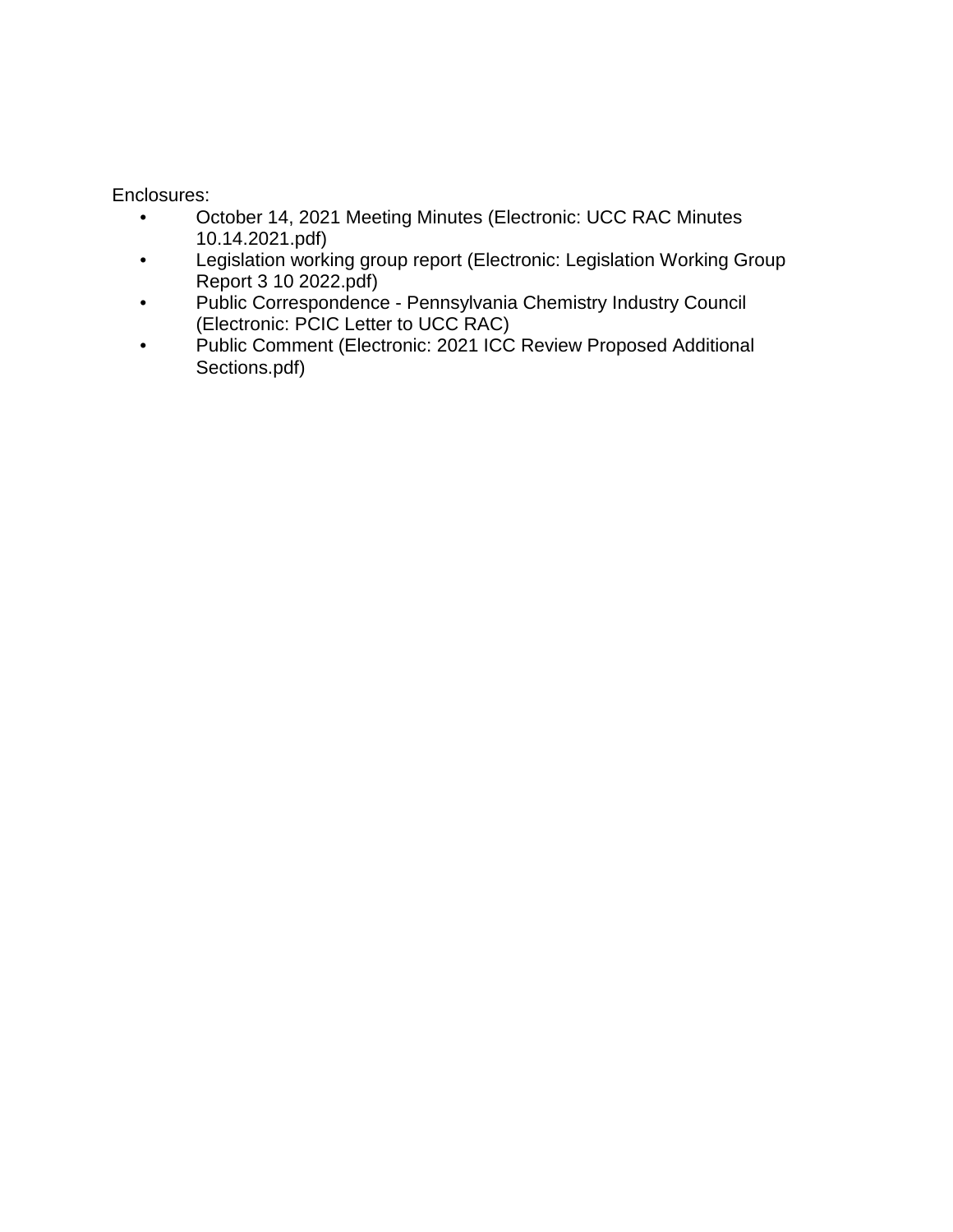Enclosures:

- October 14, 2021 Meeting Minutes (Electronic: UCC RAC Minutes 10.14.2021.pdf)
- Legislation working group report (Electronic: Legislation Working Group Report 3 10 2022.pdf)
- Public Correspondence - Pennsylvania Chemistry Industry Council (Electronic: PCIC Letter to UCC RAC)
- Public Comment (Electronic: 2021 ICC Review Proposed Additional Sections.pdf)